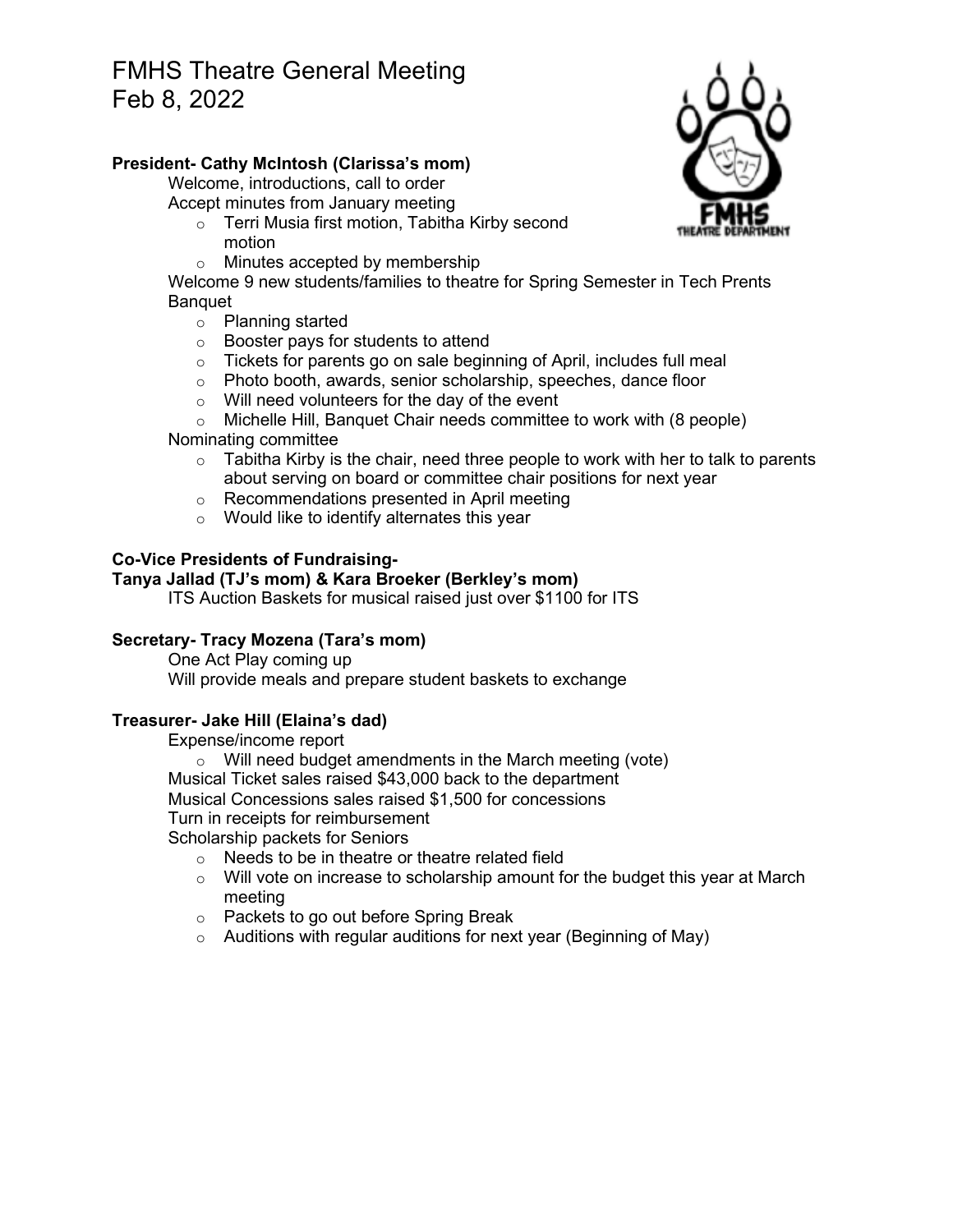# FMHS Theatre General Meeting
# Feb 8, 2022

**President- Cathy McIntosh (Clarissa's mom)**

Welcome, introductions, call to order

Accept minutes from January meeting

- Terri Musia first motion, Tabitha Kirby second motion
- Minutes accepted by membership

Welcome 9 new students/families to theatre for Spring Semester in Tech Prents Banquet

- Planning started
- Booster pays for students to attend
- Tickets for parents go on sale beginning of April, includes full meal
- Photo booth, awards, senior scholarship, speeches, dance floor
- Will need volunteers for the day of the event
- Michelle Hill, Banquet Chair needs committee to work with (8 people)

Nominating committee

- Tabitha Kirby is the chair, need three people to work with her to talk to parents about serving on board or committee chair positions for next year
- Recommendations presented in April meeting
- Would like to identify alternates this year

**Co-Vice Presidents of Fundraising-**
**Tanya Jallad (TJ's mom) & Kara Broeker (Berkley's mom)**

ITS Auction Baskets for musical raised just over $1100 for ITS

**Secretary- Tracy Mozena (Tara's mom)**

One Act Play coming up

Will provide meals and prepare student baskets to exchange

**Treasurer- Jake Hill (Elaina's dad)**

Expense/income report

- Will need budget amendments in the March meeting (vote)

Musical Ticket sales raised $43,000 back to the department

Musical Concessions sales raised $1,500 for concessions

Turn in receipts for reimbursement

Scholarship packets for Seniors

- Needs to be in theatre or theatre related field
- Will vote on increase to scholarship amount for the budget this year at March meeting
- Packets to go out before Spring Break
- Auditions with regular auditions for next year (Beginning of May)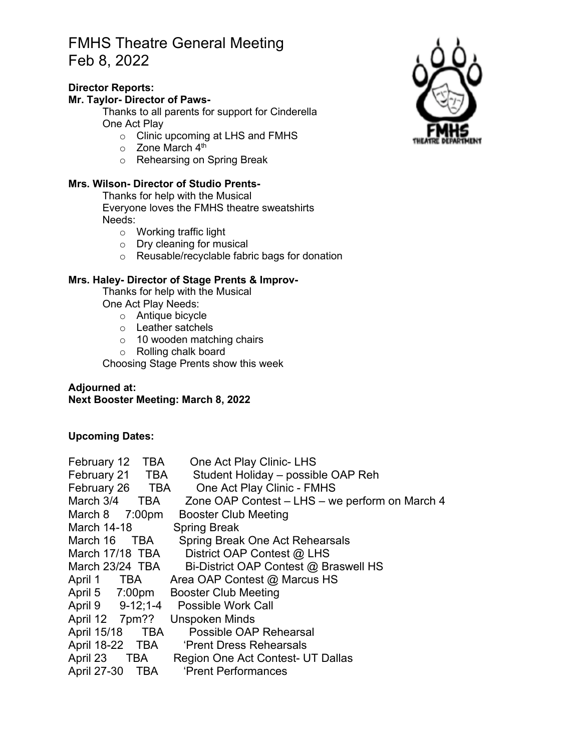# FMHS Theatre General Meeting
# Feb 8, 2022

**Director Reports:**

**Mr. Taylor- Director of Paws-**

Thanks to all parents for support for Cinderella

One Act Play

- Clinic upcoming at LHS and FMHS
- Zone March 4th
- Rehearsing on Spring Break

**Mrs. Wilson- Director of Studio Prents-**

Thanks for help with the Musical

Everyone loves the FMHS theatre sweatshirts

Needs:

- Working traffic light
- Dry cleaning for musical
- Reusable/recyclable fabric bags for donation

**Mrs. Haley- Director of Stage Prents & Improv-**

Thanks for help with the Musical

One Act Play Needs:

- Antique bicycle
- Leather satchels
- 10 wooden matching chairs
- Rolling chalk board

Choosing Stage Prents show this week

**Adjourned at:**

**Next Booster Meeting: March 8, 2022**

**Upcoming Dates:**

| | | |
|---|---|---|
| February 12 | TBA | One Act Play Clinic- LHS |
| February 21 | TBA | Student Holiday – possible OAP Reh |
| February 26 | TBA | One Act Play Clinic - FMHS |
| March 3/4 | TBA | Zone OAP Contest – LHS – we perform on March 4 |
| March 8 | 7:00pm | Booster Club Meeting |
| March 14-18 | | Spring Break |
| March 16 | TBA | Spring Break One Act Rehearsals |
| March 17/18 | TBA | District OAP Contest @ LHS |
| March 23/24 | TBA | Bi-District OAP Contest @ Braswell HS |
| April 1 | TBA | Area OAP Contest @ Marcus HS |
| April 5 | 7:00pm | Booster Club Meeting |
| April 9 | 9-12;1-4 | Possible Work Call |
| April 12 | 7pm?? | Unspoken Minds |
| April 15/18 | TBA | Possible OAP Rehearsal |
| April 18-22 | TBA | 'Prent Dress Rehearsals |
| April 23 | TBA | Region One Act Contest- UT Dallas |
| April 27-30 | TBA | 'Prent Performances |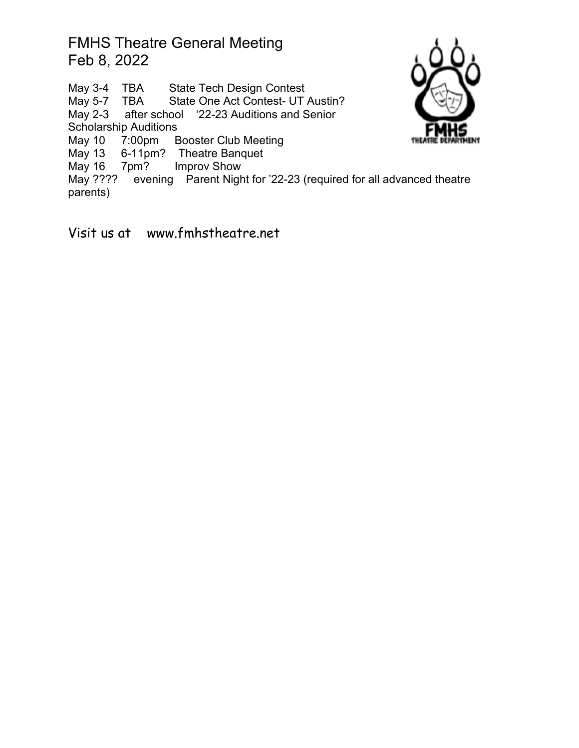# FMHS Theatre General Meeting
## Feb 8, 2022

May 3-4 TBA State Tech Design Contest
May 5-7 TBA State One Act Contest- UT Austin?
May 2-3 after school ‘22-23 Auditions and Senior Scholarship Auditions
May 10 7:00pm Booster Club Meeting
May 13 6-11pm? Theatre Banquet
May 16 7pm? Improv Show
May ???? evening Parent Night for ’22-23 (required for all advanced theatre parents)

Visit us at www.fmhstheatre.net